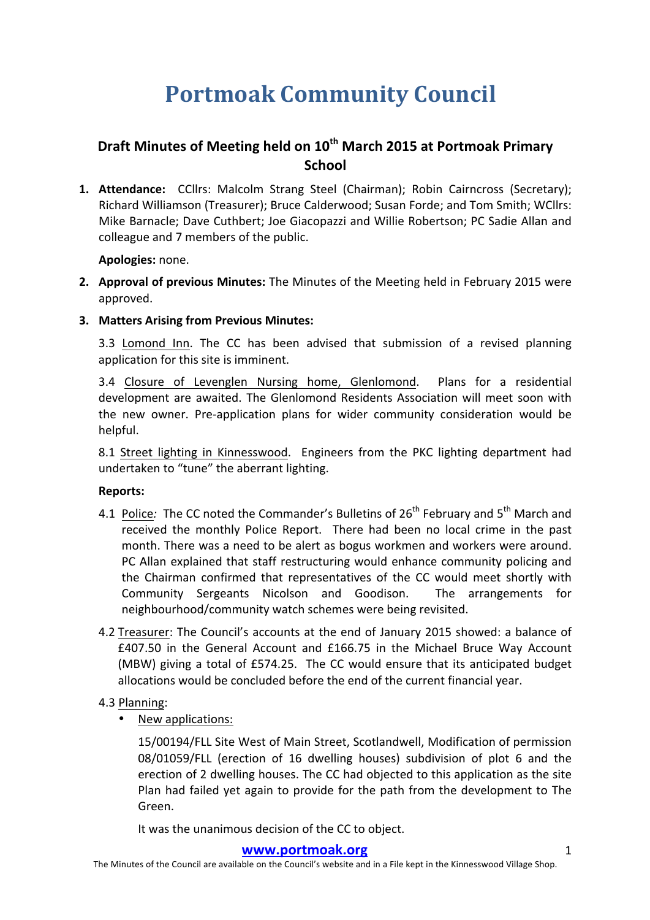# Portmoak Community Council

## Draft Minutes of Meeting held on 10th March 2015 at Portmoak Primary School

1. **Attendance:** CCllrs: Malcolm Strang Steel (Chairman); Robin Cairncross (Secretary); Richard Williamson (Treasurer); Bruce Calderwood; Susan Forde; and Tom Smith; WCllrs: Mike Barnacle; Dave Cuthbert; Joe Giacopazzi and Willie Robertson; PC Sadie Allan and colleague and 7 members of the public.

   **Apologies:** none.

2. **Approval of previous Minutes:** The Minutes of the Meeting held in February 2015 were approved.

3. **Matters Arising from Previous Minutes:**

   3.3 Lomond Inn. The CC has been advised that submission of a revised planning application for this site is imminent.

   3.4 Closure of Levenglen Nursing home, Glenlomond. Plans for a residential development are awaited. The Glenlomond Residents Association will meet soon with the new owner. Pre-application plans for wider community consideration would be helpful.

   8.1 Street lighting in Kinnesswood. Engineers from the PKC lighting department had undertaken to "tune" the aberrant lighting.

   **Reports:**

   4.1 Police*:* The CC noted the Commander's Bulletins of 26th February and 5th March and received the monthly Police Report. There had been no local crime in the past month. There was a need to be alert as bogus workmen and workers were around. PC Allan explained that staff restructuring would enhance community policing and the Chairman confirmed that representatives of the CC would meet shortly with Community Sergeants Nicolson and Goodison. The arrangements for neighbourhood/community watch schemes were being revisited.

   4.2 Treasurer: The Council's accounts at the end of January 2015 showed: a balance of £407.50 in the General Account and £166.75 in the Michael Bruce Way Account (MBW) giving a total of £574.25. The CC would ensure that its anticipated budget allocations would be concluded before the end of the current financial year.

   4.3 Planning:

   - New applications:

     15/00194/FLL Site West of Main Street, Scotlandwell, Modification of permission 08/01059/FLL (erection of 16 dwelling houses) subdivision of plot 6 and the erection of 2 dwelling houses. The CC had objected to this application as the site Plan had failed yet again to provide for the path from the development to The Green.

     It was the unanimous decision of the CC to object.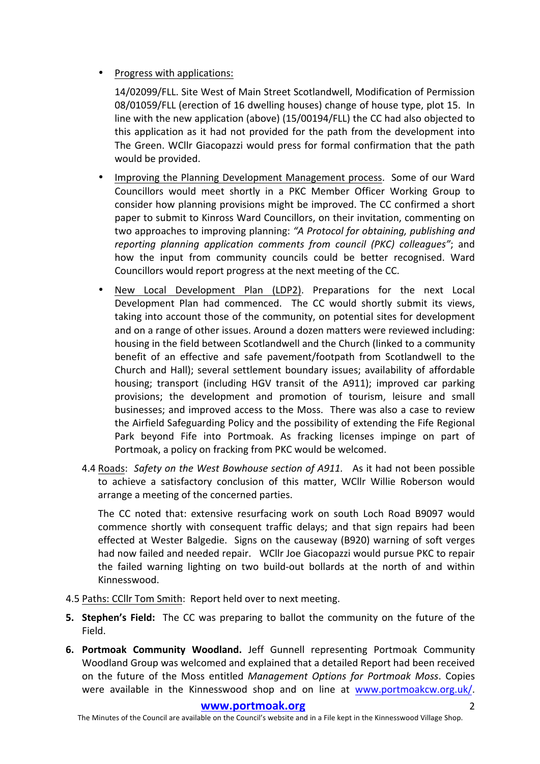- <u>Progress with applications:</u>

  14/02099/FLL. Site West of Main Street Scotlandwell, Modification of Permission 08/01059/FLL (erection of 16 dwelling houses) change of house type, plot 15. In line with the new application (above) (15/00194/FLL) the CC had also objected to this application as it had not provided for the path from the development into The Green. WCllr Giacopazzi would press for formal confirmation that the path would be provided.

- <u>Improving the Planning Development Management process</u>. Some of our Ward Councillors would meet shortly in a PKC Member Officer Working Group to consider how planning provisions might be improved. The CC confirmed a short paper to submit to Kinross Ward Councillors, on their invitation, commenting on two approaches to improving planning: *"A Protocol for obtaining, publishing and reporting planning application comments from council (PKC) colleagues"*; and how the input from community councils could be better recognised. Ward Councillors would report progress at the next meeting of the CC.

- <u>New Local Development Plan (LDP2)</u>. Preparations for the next Local Development Plan had commenced. The CC would shortly submit its views, taking into account those of the community, on potential sites for development and on a range of other issues. Around a dozen matters were reviewed including: housing in the field between Scotlandwell and the Church (linked to a community benefit of an effective and safe pavement/footpath from Scotlandwell to the Church and Hall); several settlement boundary issues; availability of affordable housing; transport (including HGV transit of the A911); improved car parking provisions; the development and promotion of tourism, leisure and small businesses; and improved access to the Moss. There was also a case to review the Airfield Safeguarding Policy and the possibility of extending the Fife Regional Park beyond Fife into Portmoak. As fracking licenses impinge on part of Portmoak, a policy on fracking from PKC would be welcomed.

4.4 <u>Roads</u>: *Safety on the West Bowhouse section of A911.* As it had not been possible to achieve a satisfactory conclusion of this matter, WCllr Willie Roberson would arrange a meeting of the concerned parties.

The CC noted that: extensive resurfacing work on south Loch Road B9097 would commence shortly with consequent traffic delays; and that sign repairs had been effected at Wester Balgedie. Signs on the causeway (B920) warning of soft verges had now failed and needed repair. WCllr Joe Giacopazzi would pursue PKC to repair the failed warning lighting on two build-out bollards at the north of and within Kinnesswood.

4.5 <u>Paths: CCllr Tom Smith</u>: Report held over to next meeting.

5. **Stephen's Field:** The CC was preparing to ballot the community on the future of the Field.

6. **Portmoak Community Woodland.** Jeff Gunnell representing Portmoak Community Woodland Group was welcomed and explained that a detailed Report had been received on the future of the Moss entitled *Management Options for Portmoak Moss*. Copies were available in the Kinnesswood shop and on line at www.portmoakcw.org.uk/.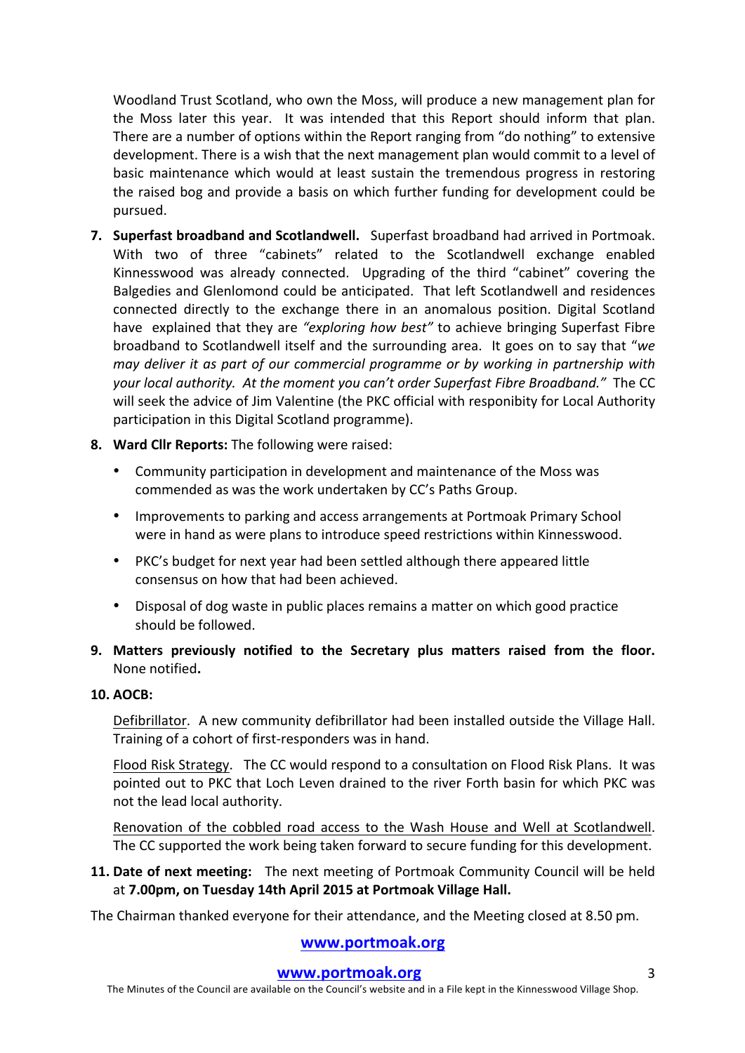Woodland Trust Scotland, who own the Moss, will produce a new management plan for the Moss later this year. It was intended that this Report should inform that plan. There are a number of options within the Report ranging from "do nothing" to extensive development. There is a wish that the next management plan would commit to a level of basic maintenance which would at least sustain the tremendous progress in restoring the raised bog and provide a basis on which further funding for development could be pursued.

7. **Superfast broadband and Scotlandwell.** Superfast broadband had arrived in Portmoak. With two of three "cabinets" related to the Scotlandwell exchange enabled Kinnesswood was already connected. Upgrading of the third "cabinet" covering the Balgedies and Glenlomond could be anticipated. That left Scotlandwell and residences connected directly to the exchange there in an anomalous position. Digital Scotland have explained that they are *"exploring how best"* to achieve bringing Superfast Fibre broadband to Scotlandwell itself and the surrounding area. It goes on to say that "*we may deliver it as part of our commercial programme or by working in partnership with your local authority. At the moment you can't order Superfast Fibre Broadband."* The CC will seek the advice of Jim Valentine (the PKC official with responibity for Local Authority participation in this Digital Scotland programme).

8. **Ward Cllr Reports:** The following were raised:

   - Community participation in development and maintenance of the Moss was commended as was the work undertaken by CC's Paths Group.
   - Improvements to parking and access arrangements at Portmoak Primary School were in hand as were plans to introduce speed restrictions within Kinnesswood.
   - PKC's budget for next year had been settled although there appeared little consensus on how that had been achieved.
   - Disposal of dog waste in public places remains a matter on which good practice should be followed.

9. **Matters previously notified to the Secretary plus matters raised from the floor.** None notified**.**

10. **AOCB:**

    Defibrillator. A new community defibrillator had been installed outside the Village Hall. Training of a cohort of first-responders was in hand.

    Flood Risk Strategy. The CC would respond to a consultation on Flood Risk Plans. It was pointed out to PKC that Loch Leven drained to the river Forth basin for which PKC was not the lead local authority.

    Renovation of the cobbled road access to the Wash House and Well at Scotlandwell. The CC supported the work being taken forward to secure funding for this development.

11. **Date of next meeting:** The next meeting of Portmoak Community Council will be held at **7.00pm, on Tuesday 14th April 2015 at Portmoak Village Hall.**

The Chairman thanked everyone for their attendance, and the Meeting closed at 8.50 pm.

**www.portmoak.org**

**www.portmoak.org**

The Minutes of the Council are available on the Council's website and in a File kept in the Kinnesswood Village Shop.